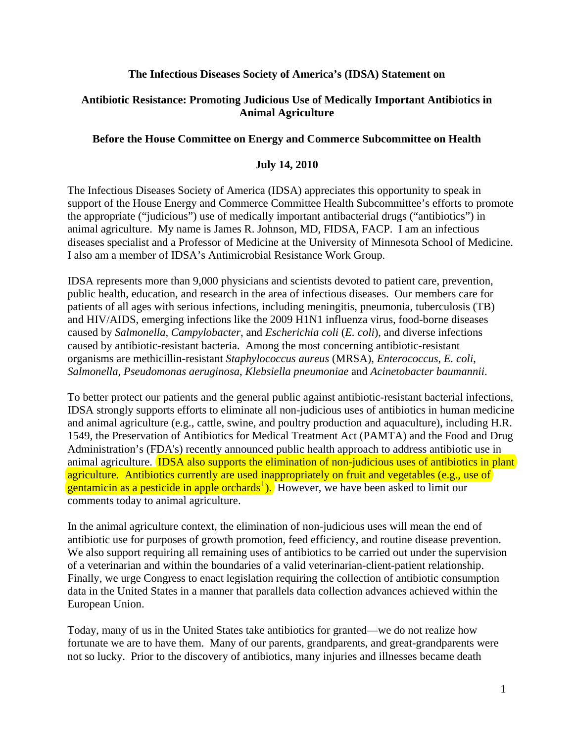**The Infectious Diseases Society of America's (IDSA) Statement on**

**Antibiotic Resistance: Promoting Judicious Use of Medically Important Antibiotics in Animal Agriculture**

**Before the House Committee on Energy and Commerce Subcommittee on Health**

**July 14, 2010**

The Infectious Diseases Society of America (IDSA) appreciates this opportunity to speak in support of the House Energy and Commerce Committee Health Subcommittee's efforts to promote the appropriate ("judicious") use of medically important antibacterial drugs ("antibiotics") in animal agriculture. My name is James R. Johnson, MD, FIDSA, FACP. I am an infectious diseases specialist and a Professor of Medicine at the University of Minnesota School of Medicine. I also am a member of IDSA's Antimicrobial Resistance Work Group.

IDSA represents more than 9,000 physicians and scientists devoted to patient care, prevention, public health, education, and research in the area of infectious diseases. Our members care for patients of all ages with serious infections, including meningitis, pneumonia, tuberculosis (TB) and HIV/AIDS, emerging infections like the 2009 H1N1 influenza virus, food-borne diseases caused by *Salmonella*, *Campylobacter*, and *Escherichia coli* (*E. coli*), and diverse infections caused by antibiotic-resistant bacteria. Among the most concerning antibiotic-resistant organisms are methicillin-resistant *Staphylococcus aureus* (MRSA), *Enterococcus*, *E. coli*, *Salmonella, Pseudomonas aeruginosa*, *Klebsiella pneumoniae* and *Acinetobacter baumannii*.

To better protect our patients and the general public against antibiotic-resistant bacterial infections, IDSA strongly supports efforts to eliminate all non-judicious uses of antibiotics in human medicine and animal agriculture (e.g., cattle, swine, and poultry production and aquaculture), including H.R. 1549, the Preservation of Antibiotics for Medical Treatment Act (PAMTA) and the Food and Drug Administration's (FDA's) recently announced public health approach to address antibiotic use in animal agriculture. IDSA also supports the elimination of non-judicious uses of antibiotics in plant agriculture. Antibiotics currently are used inappropriately on fruit and vegetables (e.g., use of gentamicin as a pesticide in apple orchards[1]). However, we have been asked to limit our comments today to animal agriculture.

In the animal agriculture context, the elimination of non-judicious uses will mean the end of antibiotic use for purposes of growth promotion, feed efficiency, and routine disease prevention. We also support requiring all remaining uses of antibiotics to be carried out under the supervision of a veterinarian and within the boundaries of a valid veterinarian-client-patient relationship. Finally, we urge Congress to enact legislation requiring the collection of antibiotic consumption data in the United States in a manner that parallels data collection advances achieved within the European Union.

Today, many of us in the United States take antibiotics for granted—we do not realize how fortunate we are to have them. Many of our parents, grandparents, and great-grandparents were not so lucky. Prior to the discovery of antibiotics, many injuries and illnesses became death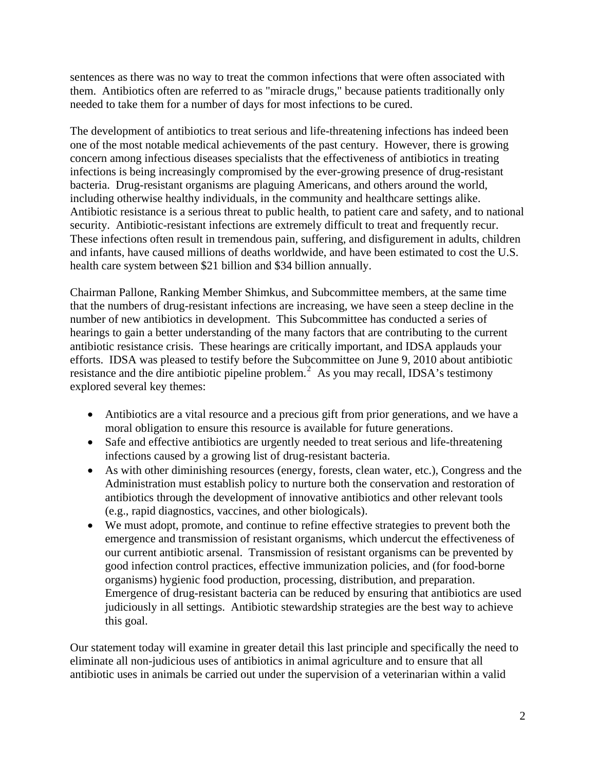sentences as there was no way to treat the common infections that were often associated with them. Antibiotics often are referred to as "miracle drugs," because patients traditionally only needed to take them for a number of days for most infections to be cured.

The development of antibiotics to treat serious and life-threatening infections has indeed been one of the most notable medical achievements of the past century. However, there is growing concern among infectious diseases specialists that the effectiveness of antibiotics in treating infections is being increasingly compromised by the ever-growing presence of drug-resistant bacteria. Drug-resistant organisms are plaguing Americans, and others around the world, including otherwise healthy individuals, in the community and healthcare settings alike. Antibiotic resistance is a serious threat to public health, to patient care and safety, and to national security. Antibiotic-resistant infections are extremely difficult to treat and frequently recur. These infections often result in tremendous pain, suffering, and disfigurement in adults, children and infants, have caused millions of deaths worldwide, and have been estimated to cost the U.S. health care system between $21 billion and $34 billion annually.

Chairman Pallone, Ranking Member Shimkus, and Subcommittee members, at the same time that the numbers of drug-resistant infections are increasing, we have seen a steep decline in the number of new antibiotics in development. This Subcommittee has conducted a series of hearings to gain a better understanding of the many factors that are contributing to the current antibiotic resistance crisis. These hearings are critically important, and IDSA applauds your efforts. IDSA was pleased to testify before the Subcommittee on June 9, 2010 about antibiotic resistance and the dire antibiotic pipeline problem.[2] As you may recall, IDSA's testimony explored several key themes:

- Antibiotics are a vital resource and a precious gift from prior generations, and we have a moral obligation to ensure this resource is available for future generations.
- Safe and effective antibiotics are urgently needed to treat serious and life-threatening infections caused by a growing list of drug-resistant bacteria.
- As with other diminishing resources (energy, forests, clean water, etc.), Congress and the Administration must establish policy to nurture both the conservation and restoration of antibiotics through the development of innovative antibiotics and other relevant tools (e.g., rapid diagnostics, vaccines, and other biologicals).
- We must adopt, promote, and continue to refine effective strategies to prevent both the emergence and transmission of resistant organisms, which undercut the effectiveness of our current antibiotic arsenal. Transmission of resistant organisms can be prevented by good infection control practices, effective immunization policies, and (for food-borne organisms) hygienic food production, processing, distribution, and preparation. Emergence of drug-resistant bacteria can be reduced by ensuring that antibiotics are used judiciously in all settings. Antibiotic stewardship strategies are the best way to achieve this goal.

Our statement today will examine in greater detail this last principle and specifically the need to eliminate all non-judicious uses of antibiotics in animal agriculture and to ensure that all antibiotic uses in animals be carried out under the supervision of a veterinarian within a valid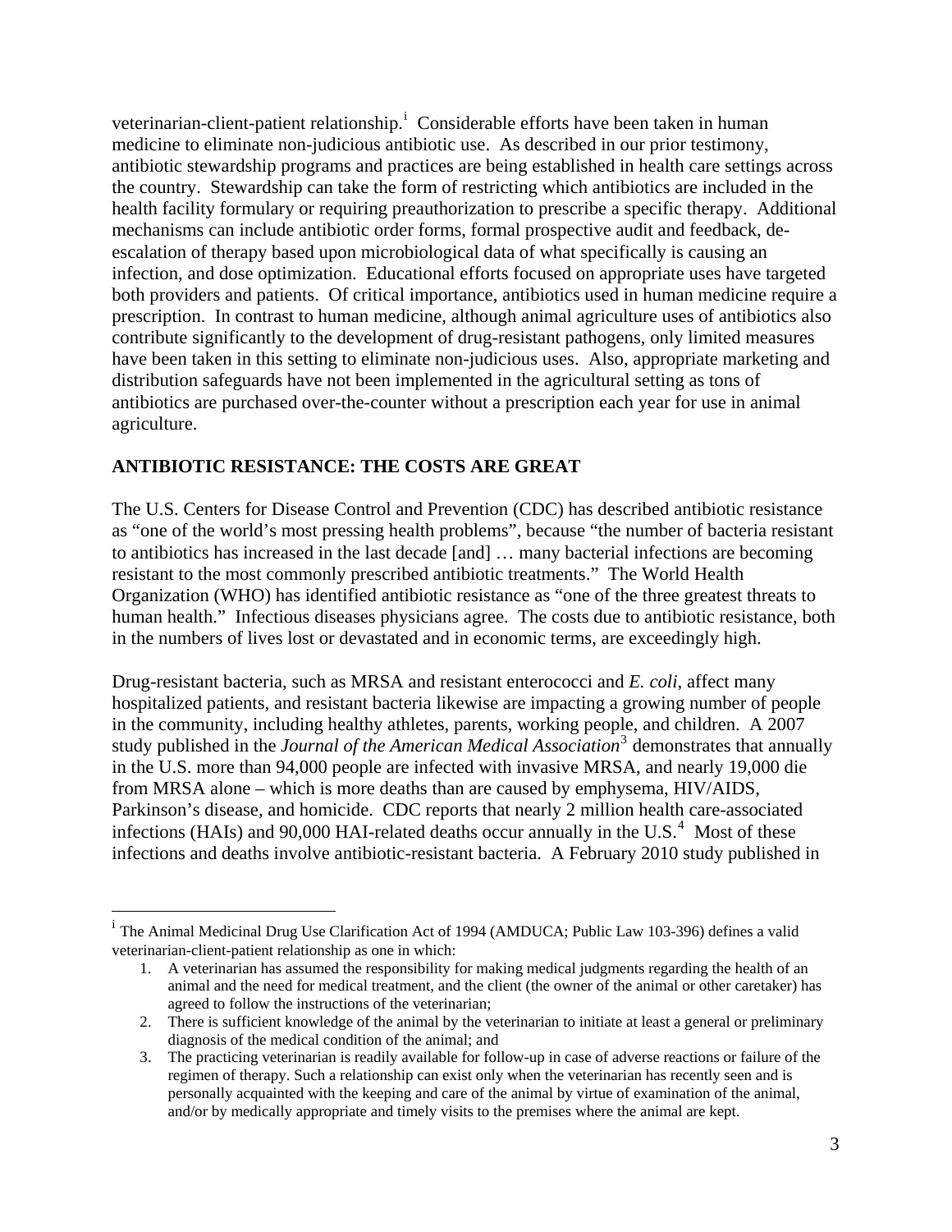veterinarian-client-patient relationship.[i] Considerable efforts have been taken in human medicine to eliminate non-judicious antibiotic use. As described in our prior testimony, antibiotic stewardship programs and practices are being established in health care settings across the country. Stewardship can take the form of restricting which antibiotics are included in the health facility formulary or requiring preauthorization to prescribe a specific therapy. Additional mechanisms can include antibiotic order forms, formal prospective audit and feedback, de-escalation of therapy based upon microbiological data of what specifically is causing an infection, and dose optimization. Educational efforts focused on appropriate uses have targeted both providers and patients. Of critical importance, antibiotics used in human medicine require a prescription. In contrast to human medicine, although animal agriculture uses of antibiotics also contribute significantly to the development of drug-resistant pathogens, only limited measures have been taken in this setting to eliminate non-judicious uses. Also, appropriate marketing and distribution safeguards have not been implemented in the agricultural setting as tons of antibiotics are purchased over-the-counter without a prescription each year for use in animal agriculture.

## ANTIBIOTIC RESISTANCE: THE COSTS ARE GREAT

The U.S. Centers for Disease Control and Prevention (CDC) has described antibiotic resistance as "one of the world's most pressing health problems", because "the number of bacteria resistant to antibiotics has increased in the last decade [and] … many bacterial infections are becoming resistant to the most commonly prescribed antibiotic treatments." The World Health Organization (WHO) has identified antibiotic resistance as "one of the three greatest threats to human health." Infectious diseases physicians agree. The costs due to antibiotic resistance, both in the numbers of lives lost or devastated and in economic terms, are exceedingly high.

Drug-resistant bacteria, such as MRSA and resistant enterococci and *E. coli*, affect many hospitalized patients, and resistant bacteria likewise are impacting a growing number of people in the community, including healthy athletes, parents, working people, and children. A 2007 study published in the *Journal of the American Medical Association*[3] demonstrates that annually in the U.S. more than 94,000 people are infected with invasive MRSA, and nearly 19,000 die from MRSA alone – which is more deaths than are caused by emphysema, HIV/AIDS, Parkinson's disease, and homicide. CDC reports that nearly 2 million health care-associated infections (HAIs) and 90,000 HAI-related deaths occur annually in the U.S.[4] Most of these infections and deaths involve antibiotic-resistant bacteria. A February 2010 study published in

---

[i] The Animal Medicinal Drug Use Clarification Act of 1994 (AMDUCA; Public Law 103-396) defines a valid veterinarian-client-patient relationship as one in which:

1. A veterinarian has assumed the responsibility for making medical judgments regarding the health of an animal and the need for medical treatment, and the client (the owner of the animal or other caretaker) has agreed to follow the instructions of the veterinarian;
2. There is sufficient knowledge of the animal by the veterinarian to initiate at least a general or preliminary diagnosis of the medical condition of the animal; and
3. The practicing veterinarian is readily available for follow-up in case of adverse reactions or failure of the regimen of therapy. Such a relationship can exist only when the veterinarian has recently seen and is personally acquainted with the keeping and care of the animal by virtue of examination of the animal, and/or by medically appropriate and timely visits to the premises where the animal are kept.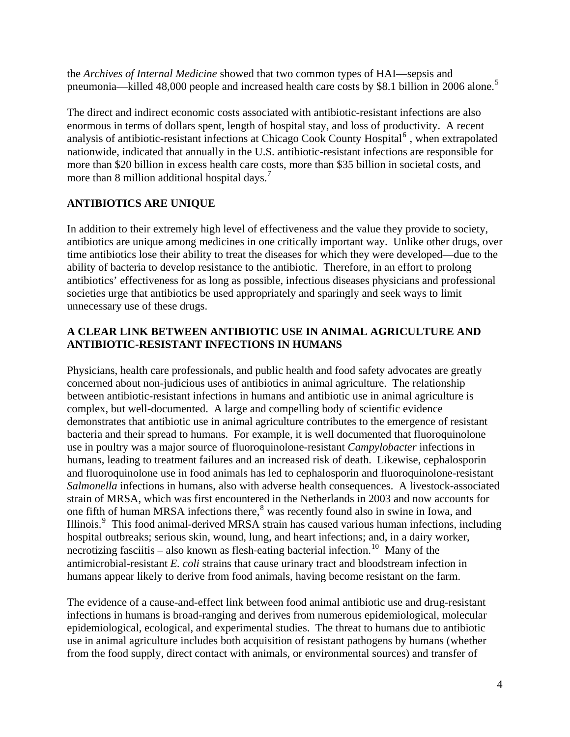the *Archives of Internal Medicine* showed that two common types of HAI—sepsis and pneumonia—killed 48,000 people and increased health care costs by $8.1 billion in 2006 alone.[5]

The direct and indirect economic costs associated with antibiotic-resistant infections are also enormous in terms of dollars spent, length of hospital stay, and loss of productivity. A recent analysis of antibiotic-resistant infections at Chicago Cook County Hospital[6] , when extrapolated nationwide, indicated that annually in the U.S. antibiotic-resistant infections are responsible for more than $20 billion in excess health care costs, more than $35 billion in societal costs, and more than 8 million additional hospital days.[7]

## ANTIBIOTICS ARE UNIQUE

In addition to their extremely high level of effectiveness and the value they provide to society, antibiotics are unique among medicines in one critically important way. Unlike other drugs, over time antibiotics lose their ability to treat the diseases for which they were developed—due to the ability of bacteria to develop resistance to the antibiotic. Therefore, in an effort to prolong antibiotics' effectiveness for as long as possible, infectious diseases physicians and professional societies urge that antibiotics be used appropriately and sparingly and seek ways to limit unnecessary use of these drugs.

## A CLEAR LINK BETWEEN ANTIBIOTIC USE IN ANIMAL AGRICULTURE AND ANTIBIOTIC-RESISTANT INFECTIONS IN HUMANS

Physicians, health care professionals, and public health and food safety advocates are greatly concerned about non-judicious uses of antibiotics in animal agriculture. The relationship between antibiotic-resistant infections in humans and antibiotic use in animal agriculture is complex, but well-documented. A large and compelling body of scientific evidence demonstrates that antibiotic use in animal agriculture contributes to the emergence of resistant bacteria and their spread to humans. For example, it is well documented that fluoroquinolone use in poultry was a major source of fluoroquinolone-resistant *Campylobacter* infections in humans, leading to treatment failures and an increased risk of death. Likewise, cephalosporin and fluoroquinolone use in food animals has led to cephalosporin and fluoroquinolone-resistant *Salmonella* infections in humans, also with adverse health consequences. A livestock-associated strain of MRSA, which was first encountered in the Netherlands in 2003 and now accounts for one fifth of human MRSA infections there,[8] was recently found also in swine in Iowa, and Illinois.[9] This food animal-derived MRSA strain has caused various human infections, including hospital outbreaks; serious skin, wound, lung, and heart infections; and, in a dairy worker, necrotizing fasciitis – also known as flesh-eating bacterial infection.[10] Many of the antimicrobial-resistant *E. coli* strains that cause urinary tract and bloodstream infection in humans appear likely to derive from food animals, having become resistant on the farm.

The evidence of a cause-and-effect link between food animal antibiotic use and drug-resistant infections in humans is broad-ranging and derives from numerous epidemiological, molecular epidemiological, ecological, and experimental studies. The threat to humans due to antibiotic use in animal agriculture includes both acquisition of resistant pathogens by humans (whether from the food supply, direct contact with animals, or environmental sources) and transfer of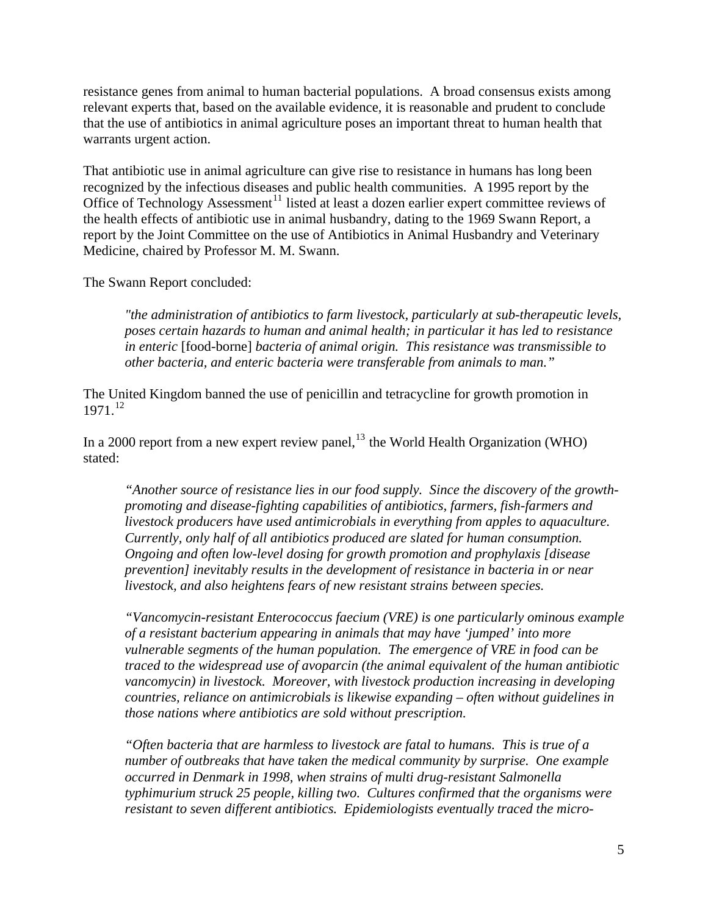resistance genes from animal to human bacterial populations. A broad consensus exists among relevant experts that, based on the available evidence, it is reasonable and prudent to conclude that the use of antibiotics in animal agriculture poses an important threat to human health that warrants urgent action.

That antibiotic use in animal agriculture can give rise to resistance in humans has long been recognized by the infectious diseases and public health communities. A 1995 report by the Office of Technology Assessment[11] listed at least a dozen earlier expert committee reviews of the health effects of antibiotic use in animal husbandry, dating to the 1969 Swann Report, a report by the Joint Committee on the use of Antibiotics in Animal Husbandry and Veterinary Medicine, chaired by Professor M. M. Swann.

The Swann Report concluded:

> *"the administration of antibiotics to farm livestock, particularly at sub-therapeutic levels, poses certain hazards to human and animal health; in particular it has led to resistance in enteric* [food-borne] *bacteria of animal origin. This resistance was transmissible to other bacteria, and enteric bacteria were transferable from animals to man."*

The United Kingdom banned the use of penicillin and tetracycline for growth promotion in 1971.[12]

In a 2000 report from a new expert review panel,[13] the World Health Organization (WHO) stated:

> *"Another source of resistance lies in our food supply. Since the discovery of the growth-promoting and disease-fighting capabilities of antibiotics, farmers, fish-farmers and livestock producers have used antimicrobials in everything from apples to aquaculture. Currently, only half of all antibiotics produced are slated for human consumption. Ongoing and often low-level dosing for growth promotion and prophylaxis [disease prevention] inevitably results in the development of resistance in bacteria in or near livestock, and also heightens fears of new resistant strains between species.*
>
> *"Vancomycin-resistant Enterococcus faecium (VRE) is one particularly ominous example of a resistant bacterium appearing in animals that may have 'jumped' into more vulnerable segments of the human population. The emergence of VRE in food can be traced to the widespread use of avoparcin (the animal equivalent of the human antibiotic vancomycin) in livestock. Moreover, with livestock production increasing in developing countries, reliance on antimicrobials is likewise expanding – often without guidelines in those nations where antibiotics are sold without prescription.*
>
> *"Often bacteria that are harmless to livestock are fatal to humans. This is true of a number of outbreaks that have taken the medical community by surprise. One example occurred in Denmark in 1998, when strains of multi drug-resistant Salmonella typhimurium struck 25 people, killing two. Cultures confirmed that the organisms were resistant to seven different antibiotics. Epidemiologists eventually traced the micro-*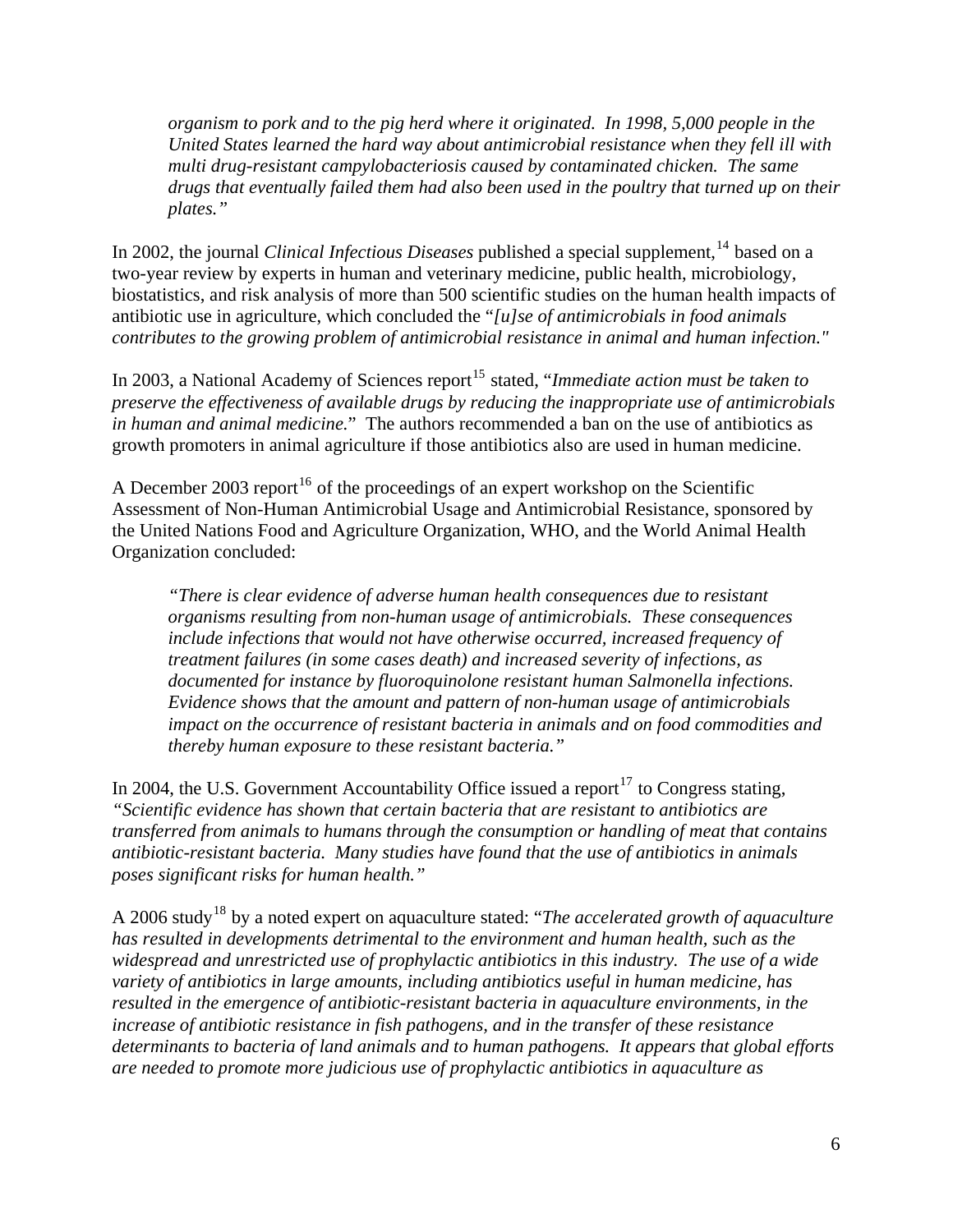> *organism to pork and to the pig herd where it originated. In 1998, 5,000 people in the United States learned the hard way about antimicrobial resistance when they fell ill with multi drug-resistant campylobacteriosis caused by contaminated chicken. The same drugs that eventually failed them had also been used in the poultry that turned up on their plates."*

In 2002, the journal *Clinical Infectious Diseases* published a special supplement,[14] based on a two-year review by experts in human and veterinary medicine, public health, microbiology, biostatistics, and risk analysis of more than 500 scientific studies on the human health impacts of antibiotic use in agriculture, which concluded the "*[u]se of antimicrobials in food animals contributes to the growing problem of antimicrobial resistance in animal and human infection."*

In 2003, a National Academy of Sciences report[15] stated, "*Immediate action must be taken to preserve the effectiveness of available drugs by reducing the inappropriate use of antimicrobials in human and animal medicine.*" The authors recommended a ban on the use of antibiotics as growth promoters in animal agriculture if those antibiotics also are used in human medicine.

A December 2003 report[16] of the proceedings of an expert workshop on the Scientific Assessment of Non-Human Antimicrobial Usage and Antimicrobial Resistance, sponsored by the United Nations Food and Agriculture Organization, WHO, and the World Animal Health Organization concluded:

> *"There is clear evidence of adverse human health consequences due to resistant organisms resulting from non-human usage of antimicrobials. These consequences include infections that would not have otherwise occurred, increased frequency of treatment failures (in some cases death) and increased severity of infections, as documented for instance by fluoroquinolone resistant human Salmonella infections. Evidence shows that the amount and pattern of non-human usage of antimicrobials impact on the occurrence of resistant bacteria in animals and on food commodities and thereby human exposure to these resistant bacteria."*

In 2004, the U.S. Government Accountability Office issued a report[17] to Congress stating, *"Scientific evidence has shown that certain bacteria that are resistant to antibiotics are transferred from animals to humans through the consumption or handling of meat that contains antibiotic-resistant bacteria. Many studies have found that the use of antibiotics in animals poses significant risks for human health."*

A 2006 study[18] by a noted expert on aquaculture stated: "*The accelerated growth of aquaculture has resulted in developments detrimental to the environment and human health, such as the widespread and unrestricted use of prophylactic antibiotics in this industry. The use of a wide variety of antibiotics in large amounts, including antibiotics useful in human medicine, has resulted in the emergence of antibiotic-resistant bacteria in aquaculture environments, in the increase of antibiotic resistance in fish pathogens, and in the transfer of these resistance determinants to bacteria of land animals and to human pathogens. It appears that global efforts are needed to promote more judicious use of prophylactic antibiotics in aquaculture as*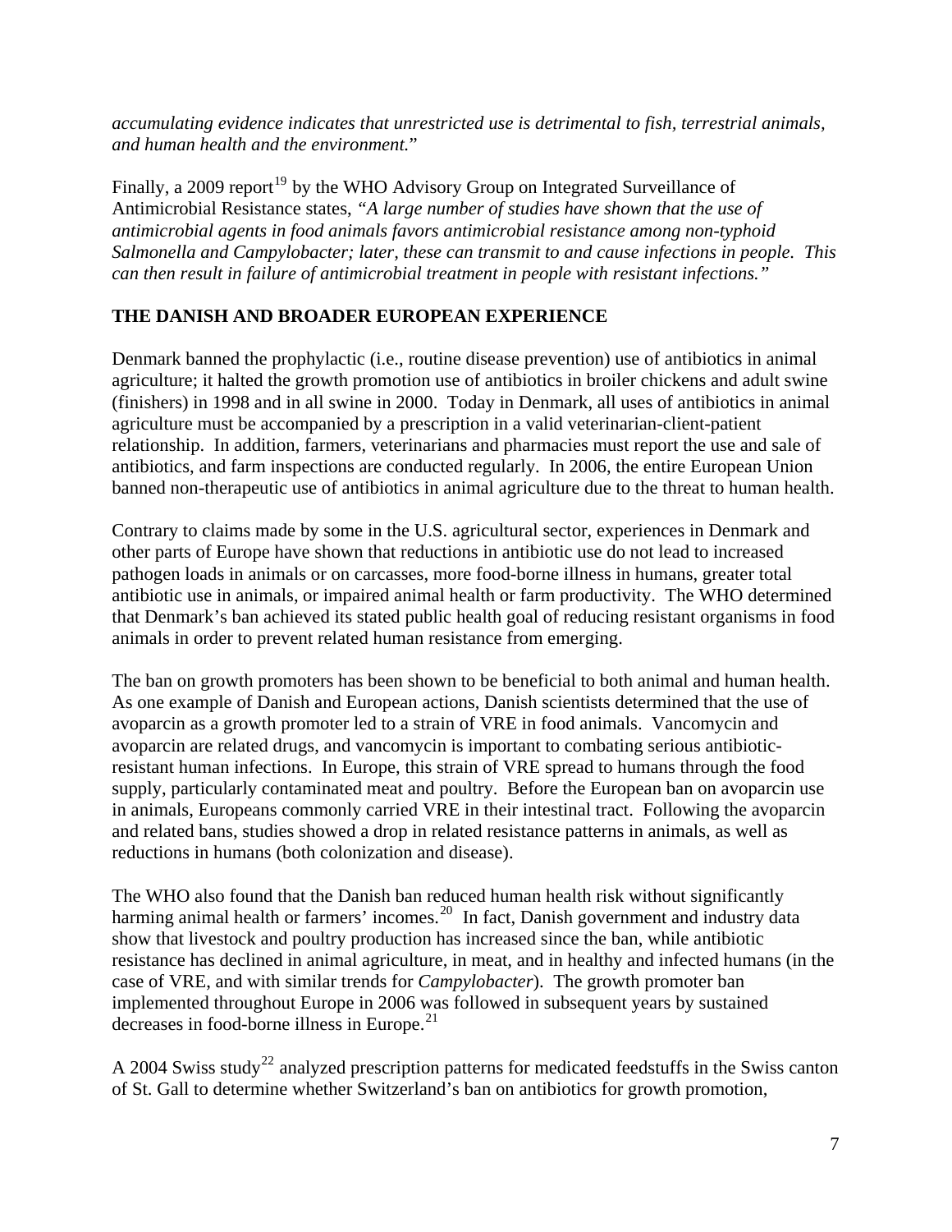*accumulating evidence indicates that unrestricted use is detrimental to fish, terrestrial animals, and human health and the environment.*"

Finally, a 2009 report[19] by the WHO Advisory Group on Integrated Surveillance of Antimicrobial Resistance states, *"A large number of studies have shown that the use of antimicrobial agents in food animals favors antimicrobial resistance among non-typhoid Salmonella and Campylobacter; later, these can transmit to and cause infections in people. This can then result in failure of antimicrobial treatment in people with resistant infections."*

## THE DANISH AND BROADER EUROPEAN EXPERIENCE

Denmark banned the prophylactic (i.e., routine disease prevention) use of antibiotics in animal agriculture; it halted the growth promotion use of antibiotics in broiler chickens and adult swine (finishers) in 1998 and in all swine in 2000. Today in Denmark, all uses of antibiotics in animal agriculture must be accompanied by a prescription in a valid veterinarian-client-patient relationship. In addition, farmers, veterinarians and pharmacies must report the use and sale of antibiotics, and farm inspections are conducted regularly. In 2006, the entire European Union banned non-therapeutic use of antibiotics in animal agriculture due to the threat to human health.

Contrary to claims made by some in the U.S. agricultural sector, experiences in Denmark and other parts of Europe have shown that reductions in antibiotic use do not lead to increased pathogen loads in animals or on carcasses, more food-borne illness in humans, greater total antibiotic use in animals, or impaired animal health or farm productivity. The WHO determined that Denmark's ban achieved its stated public health goal of reducing resistant organisms in food animals in order to prevent related human resistance from emerging.

The ban on growth promoters has been shown to be beneficial to both animal and human health. As one example of Danish and European actions, Danish scientists determined that the use of avoparcin as a growth promoter led to a strain of VRE in food animals. Vancomycin and avoparcin are related drugs, and vancomycin is important to combating serious antibiotic-resistant human infections. In Europe, this strain of VRE spread to humans through the food supply, particularly contaminated meat and poultry. Before the European ban on avoparcin use in animals, Europeans commonly carried VRE in their intestinal tract. Following the avoparcin and related bans, studies showed a drop in related resistance patterns in animals, as well as reductions in humans (both colonization and disease).

The WHO also found that the Danish ban reduced human health risk without significantly harming animal health or farmers' incomes.[20] In fact, Danish government and industry data show that livestock and poultry production has increased since the ban, while antibiotic resistance has declined in animal agriculture, in meat, and in healthy and infected humans (in the case of VRE, and with similar trends for *Campylobacter*). The growth promoter ban implemented throughout Europe in 2006 was followed in subsequent years by sustained decreases in food-borne illness in Europe.[21]

A 2004 Swiss study[22] analyzed prescription patterns for medicated feedstuffs in the Swiss canton of St. Gall to determine whether Switzerland's ban on antibiotics for growth promotion,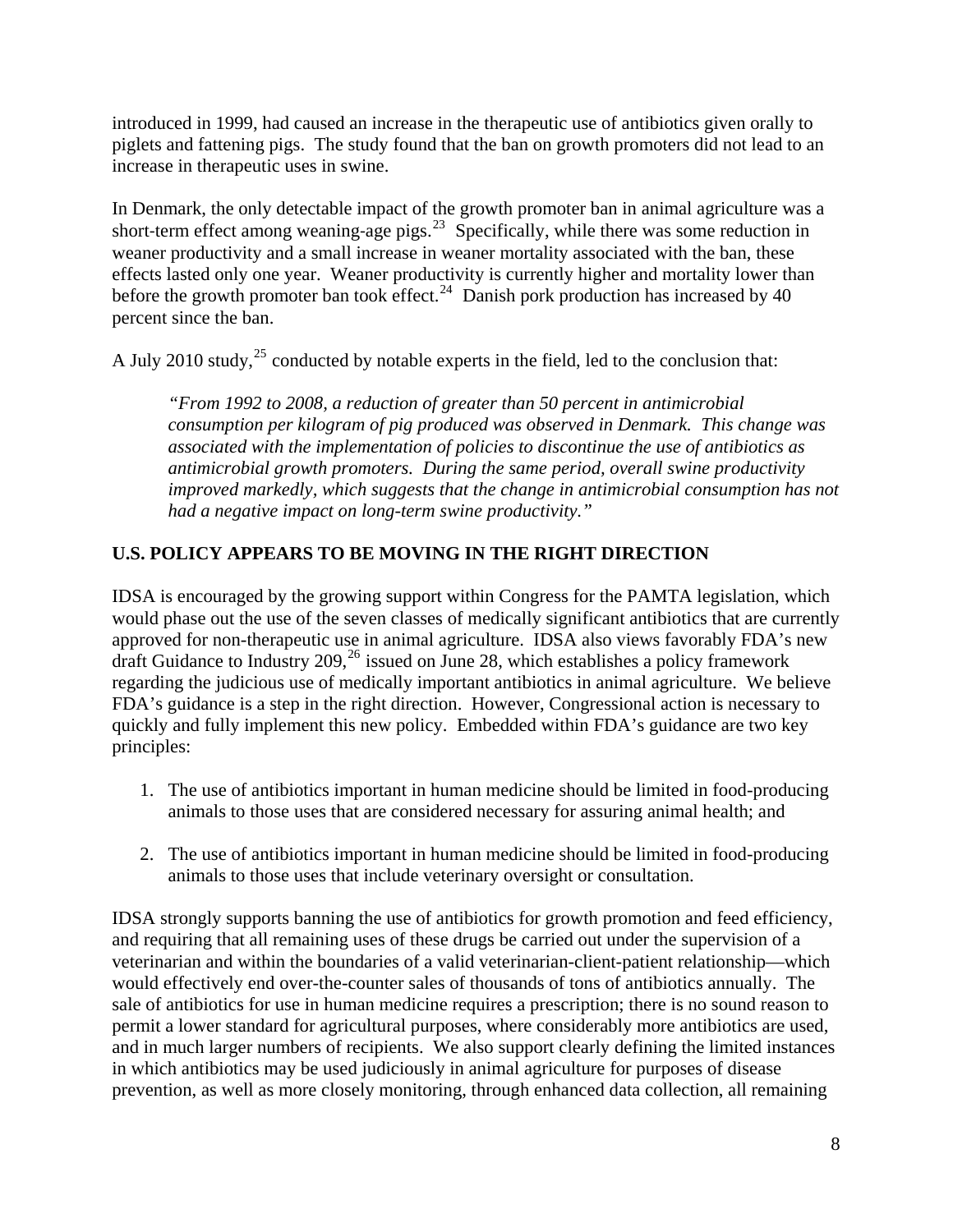introduced in 1999, had caused an increase in the therapeutic use of antibiotics given orally to piglets and fattening pigs. The study found that the ban on growth promoters did not lead to an increase in therapeutic uses in swine.

In Denmark, the only detectable impact of the growth promoter ban in animal agriculture was a short-term effect among weaning-age pigs.[23] Specifically, while there was some reduction in weaner productivity and a small increase in weaner mortality associated with the ban, these effects lasted only one year. Weaner productivity is currently higher and mortality lower than before the growth promoter ban took effect.[24] Danish pork production has increased by 40 percent since the ban.

A July 2010 study,[25] conducted by notable experts in the field, led to the conclusion that:

> *"From 1992 to 2008, a reduction of greater than 50 percent in antimicrobial consumption per kilogram of pig produced was observed in Denmark. This change was associated with the implementation of policies to discontinue the use of antibiotics as antimicrobial growth promoters. During the same period, overall swine productivity improved markedly, which suggests that the change in antimicrobial consumption has not had a negative impact on long-term swine productivity."*

## U.S. POLICY APPEARS TO BE MOVING IN THE RIGHT DIRECTION

IDSA is encouraged by the growing support within Congress for the PAMTA legislation, which would phase out the use of the seven classes of medically significant antibiotics that are currently approved for non-therapeutic use in animal agriculture. IDSA also views favorably FDA's new draft Guidance to Industry 209,[26] issued on June 28, which establishes a policy framework regarding the judicious use of medically important antibiotics in animal agriculture. We believe FDA's guidance is a step in the right direction. However, Congressional action is necessary to quickly and fully implement this new policy. Embedded within FDA's guidance are two key principles:

1. The use of antibiotics important in human medicine should be limited in food-producing animals to those uses that are considered necessary for assuring animal health; and

2. The use of antibiotics important in human medicine should be limited in food-producing animals to those uses that include veterinary oversight or consultation.

IDSA strongly supports banning the use of antibiotics for growth promotion and feed efficiency, and requiring that all remaining uses of these drugs be carried out under the supervision of a veterinarian and within the boundaries of a valid veterinarian-client-patient relationship—which would effectively end over-the-counter sales of thousands of tons of antibiotics annually. The sale of antibiotics for use in human medicine requires a prescription; there is no sound reason to permit a lower standard for agricultural purposes, where considerably more antibiotics are used, and in much larger numbers of recipients. We also support clearly defining the limited instances in which antibiotics may be used judiciously in animal agriculture for purposes of disease prevention, as well as more closely monitoring, through enhanced data collection, all remaining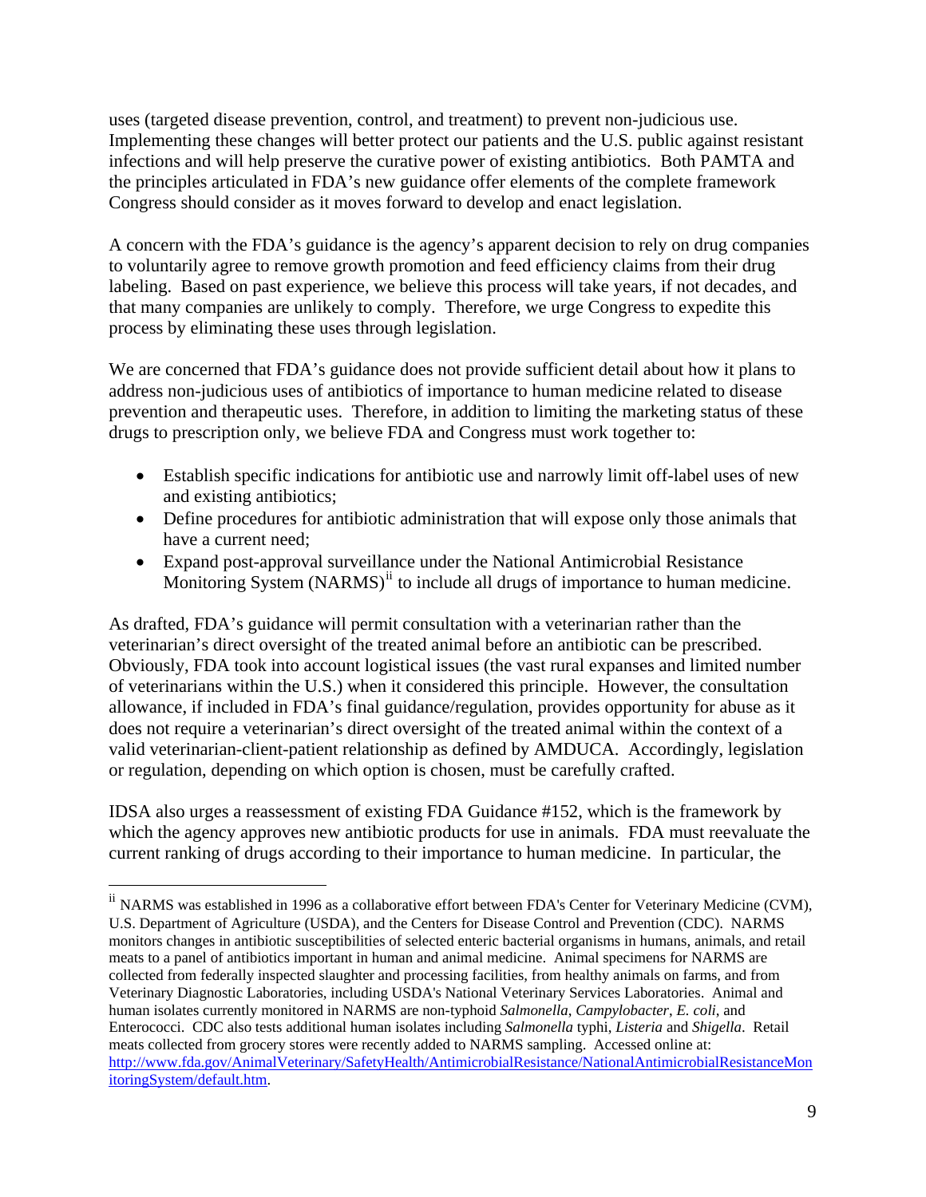uses (targeted disease prevention, control, and treatment) to prevent non-judicious use. Implementing these changes will better protect our patients and the U.S. public against resistant infections and will help preserve the curative power of existing antibiotics. Both PAMTA and the principles articulated in FDA's new guidance offer elements of the complete framework Congress should consider as it moves forward to develop and enact legislation.

A concern with the FDA's guidance is the agency's apparent decision to rely on drug companies to voluntarily agree to remove growth promotion and feed efficiency claims from their drug labeling. Based on past experience, we believe this process will take years, if not decades, and that many companies are unlikely to comply. Therefore, we urge Congress to expedite this process by eliminating these uses through legislation.

We are concerned that FDA's guidance does not provide sufficient detail about how it plans to address non-judicious uses of antibiotics of importance to human medicine related to disease prevention and therapeutic uses. Therefore, in addition to limiting the marketing status of these drugs to prescription only, we believe FDA and Congress must work together to:

- Establish specific indications for antibiotic use and narrowly limit off-label uses of new and existing antibiotics;
- Define procedures for antibiotic administration that will expose only those animals that have a current need;
- Expand post-approval surveillance under the National Antimicrobial Resistance Monitoring System (NARMS)[ii] to include all drugs of importance to human medicine.

As drafted, FDA's guidance will permit consultation with a veterinarian rather than the veterinarian's direct oversight of the treated animal before an antibiotic can be prescribed. Obviously, FDA took into account logistical issues (the vast rural expanses and limited number of veterinarians within the U.S.) when it considered this principle. However, the consultation allowance, if included in FDA's final guidance/regulation, provides opportunity for abuse as it does not require a veterinarian's direct oversight of the treated animal within the context of a valid veterinarian-client-patient relationship as defined by AMDUCA. Accordingly, legislation or regulation, depending on which option is chosen, must be carefully crafted.

IDSA also urges a reassessment of existing FDA Guidance #152, which is the framework by which the agency approves new antibiotic products for use in animals. FDA must reevaluate the current ranking of drugs according to their importance to human medicine. In particular, the

---

[ii] NARMS was established in 1996 as a collaborative effort between FDA's Center for Veterinary Medicine (CVM), U.S. Department of Agriculture (USDA), and the Centers for Disease Control and Prevention (CDC). NARMS monitors changes in antibiotic susceptibilities of selected enteric bacterial organisms in humans, animals, and retail meats to a panel of antibiotics important in human and animal medicine. Animal specimens for NARMS are collected from federally inspected slaughter and processing facilities, from healthy animals on farms, and from Veterinary Diagnostic Laboratories, including USDA's National Veterinary Services Laboratories. Animal and human isolates currently monitored in NARMS are non-typhoid *Salmonella*, *Campylobacter*, *E. coli*, and Enterococci. CDC also tests additional human isolates including *Salmonella* typhi, *Listeria* and *Shigella*. Retail meats collected from grocery stores were recently added to NARMS sampling. Accessed online at: http://www.fda.gov/AnimalVeterinary/SafetyHealth/AntimicrobialResistance/NationalAntimicrobialResistanceMonitoringSystem/default.htm.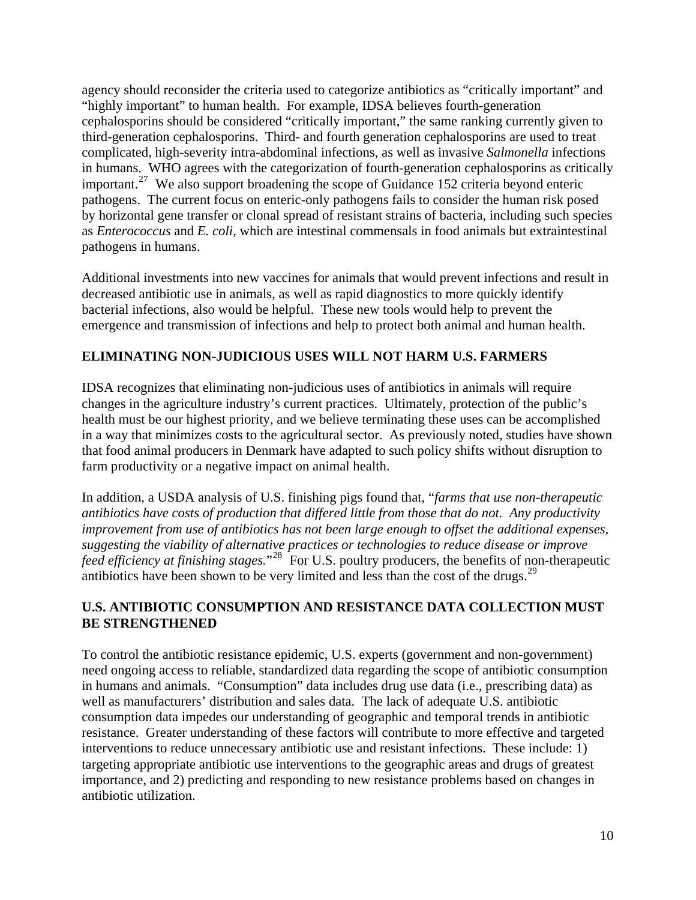agency should reconsider the criteria used to categorize antibiotics as "critically important" and "highly important" to human health. For example, IDSA believes fourth-generation cephalosporins should be considered "critically important," the same ranking currently given to third-generation cephalosporins. Third- and fourth generation cephalosporins are used to treat complicated, high-severity intra-abdominal infections, as well as invasive *Salmonella* infections in humans. WHO agrees with the categorization of fourth-generation cephalosporins as critically important.[27] We also support broadening the scope of Guidance 152 criteria beyond enteric pathogens. The current focus on enteric-only pathogens fails to consider the human risk posed by horizontal gene transfer or clonal spread of resistant strains of bacteria, including such species as *Enterococcus* and *E. coli*, which are intestinal commensals in food animals but extraintestinal pathogens in humans.

Additional investments into new vaccines for animals that would prevent infections and result in decreased antibiotic use in animals, as well as rapid diagnostics to more quickly identify bacterial infections, also would be helpful. These new tools would help to prevent the emergence and transmission of infections and help to protect both animal and human health.

## ELIMINATING NON-JUDICIOUS USES WILL NOT HARM U.S. FARMERS

IDSA recognizes that eliminating non-judicious uses of antibiotics in animals will require changes in the agriculture industry's current practices. Ultimately, protection of the public's health must be our highest priority, and we believe terminating these uses can be accomplished in a way that minimizes costs to the agricultural sector. As previously noted, studies have shown that food animal producers in Denmark have adapted to such policy shifts without disruption to farm productivity or a negative impact on animal health.

In addition, a USDA analysis of U.S. finishing pigs found that, "*farms that use non-therapeutic antibiotics have costs of production that differed little from those that do not. Any productivity improvement from use of antibiotics has not been large enough to offset the additional expenses, suggesting the viability of alternative practices or technologies to reduce disease or improve feed efficiency at finishing stages.*"[28] For U.S. poultry producers, the benefits of non-therapeutic antibiotics have been shown to be very limited and less than the cost of the drugs.[29]

## U.S. ANTIBIOTIC CONSUMPTION AND RESISTANCE DATA COLLECTION MUST BE STRENGTHENED

To control the antibiotic resistance epidemic, U.S. experts (government and non-government) need ongoing access to reliable, standardized data regarding the scope of antibiotic consumption in humans and animals. "Consumption" data includes drug use data (i.e., prescribing data) as well as manufacturers' distribution and sales data. The lack of adequate U.S. antibiotic consumption data impedes our understanding of geographic and temporal trends in antibiotic resistance. Greater understanding of these factors will contribute to more effective and targeted interventions to reduce unnecessary antibiotic use and resistant infections. These include: 1) targeting appropriate antibiotic use interventions to the geographic areas and drugs of greatest importance, and 2) predicting and responding to new resistance problems based on changes in antibiotic utilization.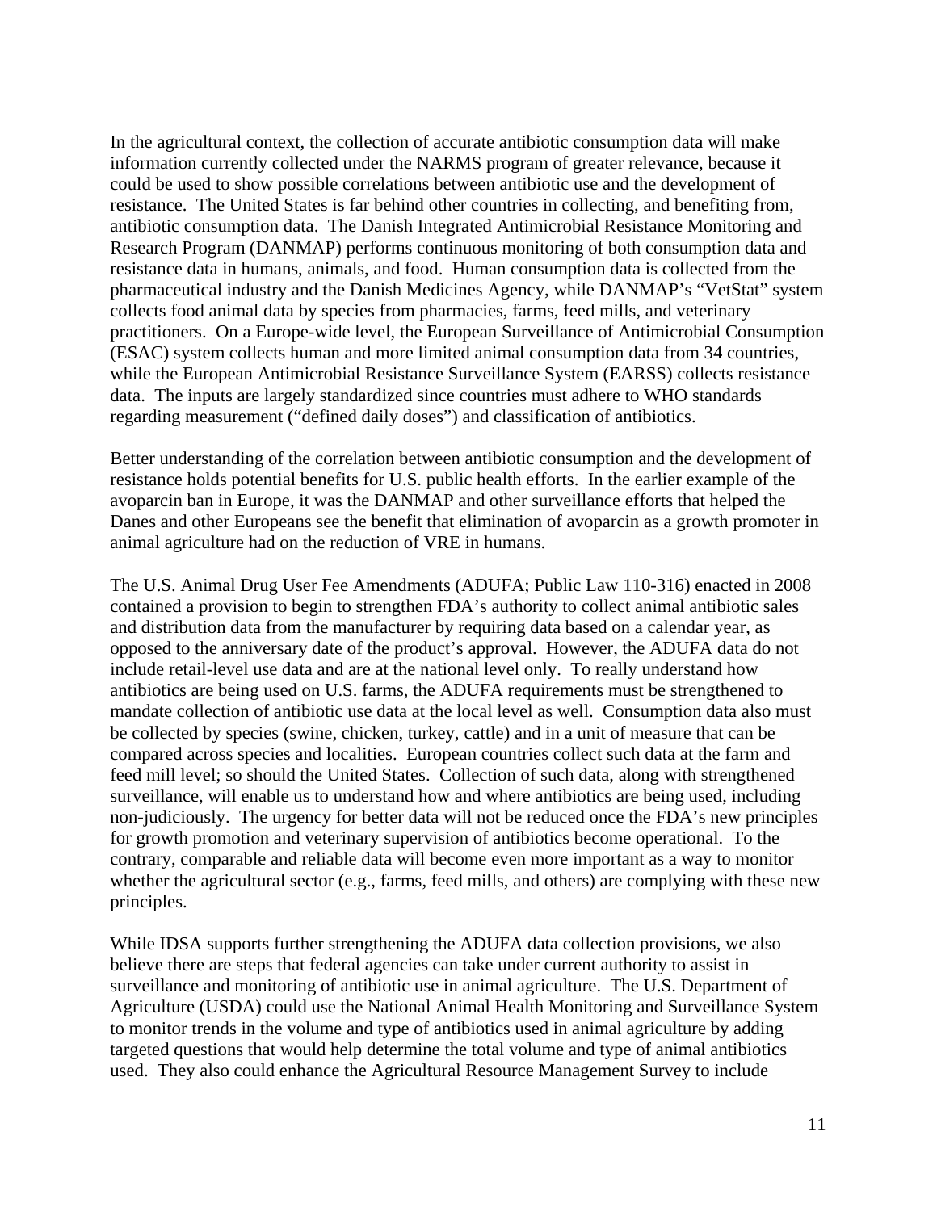In the agricultural context, the collection of accurate antibiotic consumption data will make information currently collected under the NARMS program of greater relevance, because it could be used to show possible correlations between antibiotic use and the development of resistance. The United States is far behind other countries in collecting, and benefiting from, antibiotic consumption data. The Danish Integrated Antimicrobial Resistance Monitoring and Research Program (DANMAP) performs continuous monitoring of both consumption data and resistance data in humans, animals, and food. Human consumption data is collected from the pharmaceutical industry and the Danish Medicines Agency, while DANMAP's "VetStat" system collects food animal data by species from pharmacies, farms, feed mills, and veterinary practitioners. On a Europe-wide level, the European Surveillance of Antimicrobial Consumption (ESAC) system collects human and more limited animal consumption data from 34 countries, while the European Antimicrobial Resistance Surveillance System (EARSS) collects resistance data. The inputs are largely standardized since countries must adhere to WHO standards regarding measurement ("defined daily doses") and classification of antibiotics.

Better understanding of the correlation between antibiotic consumption and the development of resistance holds potential benefits for U.S. public health efforts. In the earlier example of the avoparcin ban in Europe, it was the DANMAP and other surveillance efforts that helped the Danes and other Europeans see the benefit that elimination of avoparcin as a growth promoter in animal agriculture had on the reduction of VRE in humans.

The U.S. Animal Drug User Fee Amendments (ADUFA; Public Law 110-316) enacted in 2008 contained a provision to begin to strengthen FDA's authority to collect animal antibiotic sales and distribution data from the manufacturer by requiring data based on a calendar year, as opposed to the anniversary date of the product's approval. However, the ADUFA data do not include retail-level use data and are at the national level only. To really understand how antibiotics are being used on U.S. farms, the ADUFA requirements must be strengthened to mandate collection of antibiotic use data at the local level as well. Consumption data also must be collected by species (swine, chicken, turkey, cattle) and in a unit of measure that can be compared across species and localities. European countries collect such data at the farm and feed mill level; so should the United States. Collection of such data, along with strengthened surveillance, will enable us to understand how and where antibiotics are being used, including non-judiciously. The urgency for better data will not be reduced once the FDA's new principles for growth promotion and veterinary supervision of antibiotics become operational. To the contrary, comparable and reliable data will become even more important as a way to monitor whether the agricultural sector (e.g., farms, feed mills, and others) are complying with these new principles.

While IDSA supports further strengthening the ADUFA data collection provisions, we also believe there are steps that federal agencies can take under current authority to assist in surveillance and monitoring of antibiotic use in animal agriculture. The U.S. Department of Agriculture (USDA) could use the National Animal Health Monitoring and Surveillance System to monitor trends in the volume and type of antibiotics used in animal agriculture by adding targeted questions that would help determine the total volume and type of animal antibiotics used. They also could enhance the Agricultural Resource Management Survey to include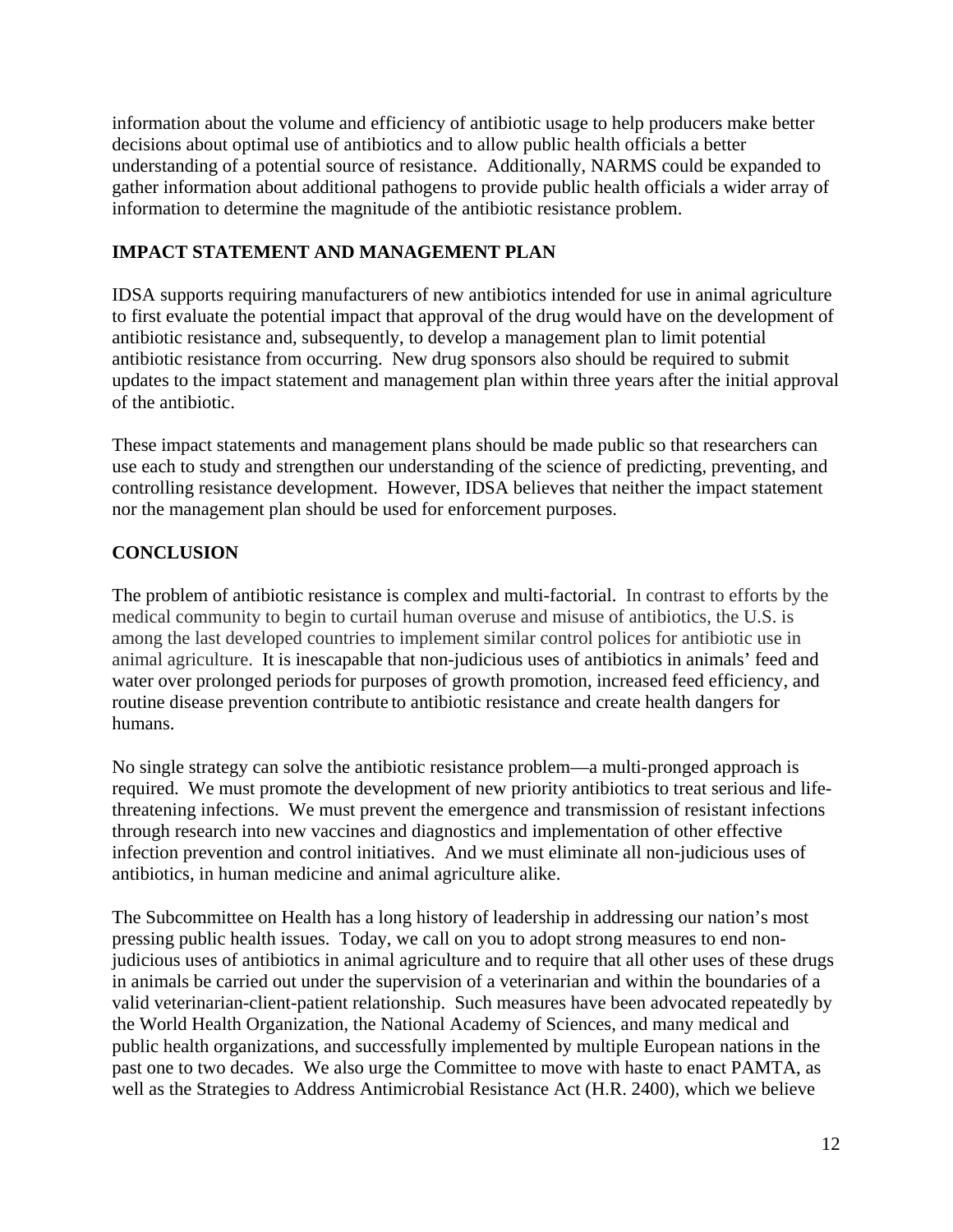information about the volume and efficiency of antibiotic usage to help producers make better decisions about optimal use of antibiotics and to allow public health officials a better understanding of a potential source of resistance. Additionally, NARMS could be expanded to gather information about additional pathogens to provide public health officials a wider array of information to determine the magnitude of the antibiotic resistance problem.

## IMPACT STATEMENT AND MANAGEMENT PLAN

IDSA supports requiring manufacturers of new antibiotics intended for use in animal agriculture to first evaluate the potential impact that approval of the drug would have on the development of antibiotic resistance and, subsequently, to develop a management plan to limit potential antibiotic resistance from occurring. New drug sponsors also should be required to submit updates to the impact statement and management plan within three years after the initial approval of the antibiotic.

These impact statements and management plans should be made public so that researchers can use each to study and strengthen our understanding of the science of predicting, preventing, and controlling resistance development. However, IDSA believes that neither the impact statement nor the management plan should be used for enforcement purposes.

## CONCLUSION

The problem of antibiotic resistance is complex and multi-factorial. In contrast to efforts by the medical community to begin to curtail human overuse and misuse of antibiotics, the U.S. is among the last developed countries to implement similar control polices for antibiotic use in animal agriculture. It is inescapable that non-judicious uses of antibiotics in animals' feed and water over prolonged periods for purposes of growth promotion, increased feed efficiency, and routine disease prevention contribute to antibiotic resistance and create health dangers for humans.

No single strategy can solve the antibiotic resistance problem—a multi-pronged approach is required. We must promote the development of new priority antibiotics to treat serious and life-threatening infections. We must prevent the emergence and transmission of resistant infections through research into new vaccines and diagnostics and implementation of other effective infection prevention and control initiatives. And we must eliminate all non-judicious uses of antibiotics, in human medicine and animal agriculture alike.

The Subcommittee on Health has a long history of leadership in addressing our nation's most pressing public health issues. Today, we call on you to adopt strong measures to end non-judicious uses of antibiotics in animal agriculture and to require that all other uses of these drugs in animals be carried out under the supervision of a veterinarian and within the boundaries of a valid veterinarian-client-patient relationship. Such measures have been advocated repeatedly by the World Health Organization, the National Academy of Sciences, and many medical and public health organizations, and successfully implemented by multiple European nations in the past one to two decades. We also urge the Committee to move with haste to enact PAMTA, as well as the Strategies to Address Antimicrobial Resistance Act (H.R. 2400), which we believe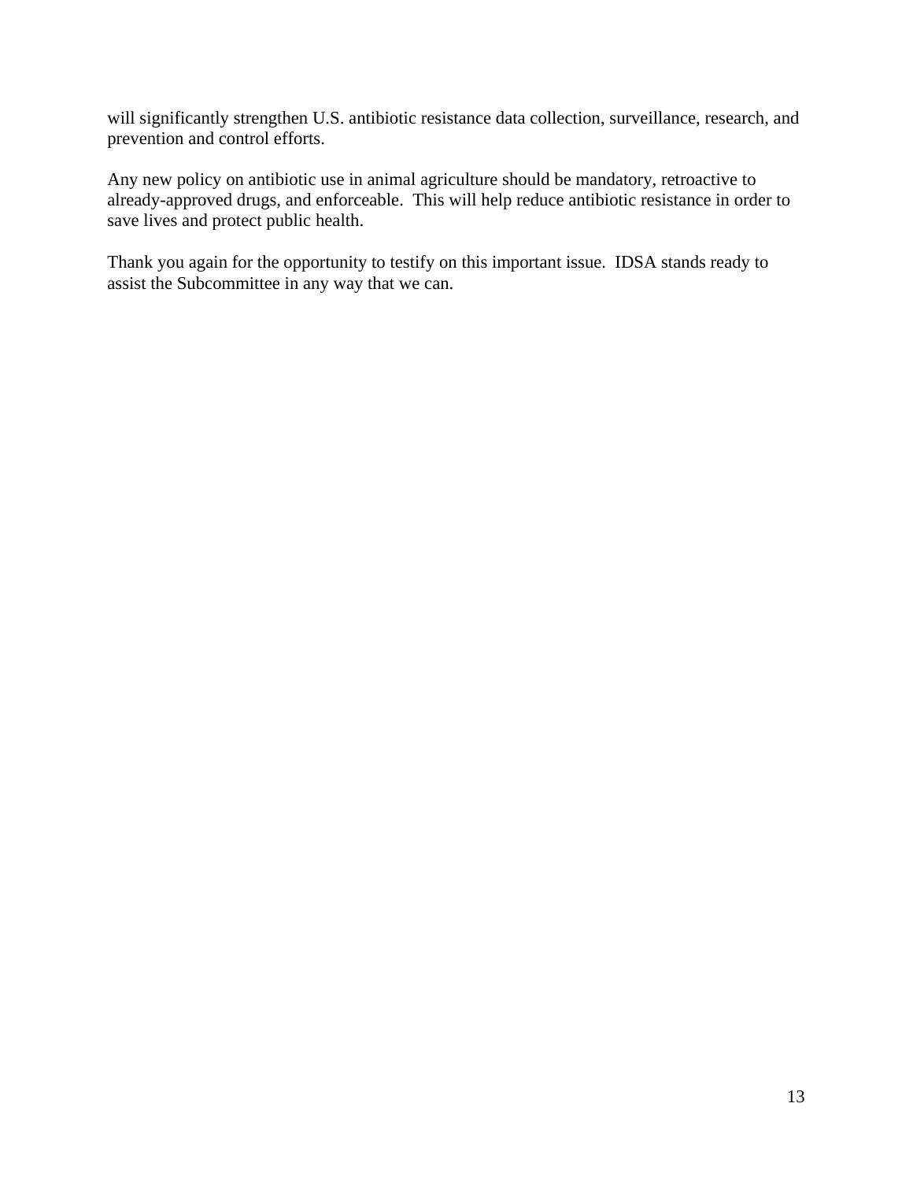will significantly strengthen U.S. antibiotic resistance data collection, surveillance, research, and prevention and control efforts.

Any new policy on antibiotic use in animal agriculture should be mandatory, retroactive to already-approved drugs, and enforceable. This will help reduce antibiotic resistance in order to save lives and protect public health.

Thank you again for the opportunity to testify on this important issue. IDSA stands ready to assist the Subcommittee in any way that we can.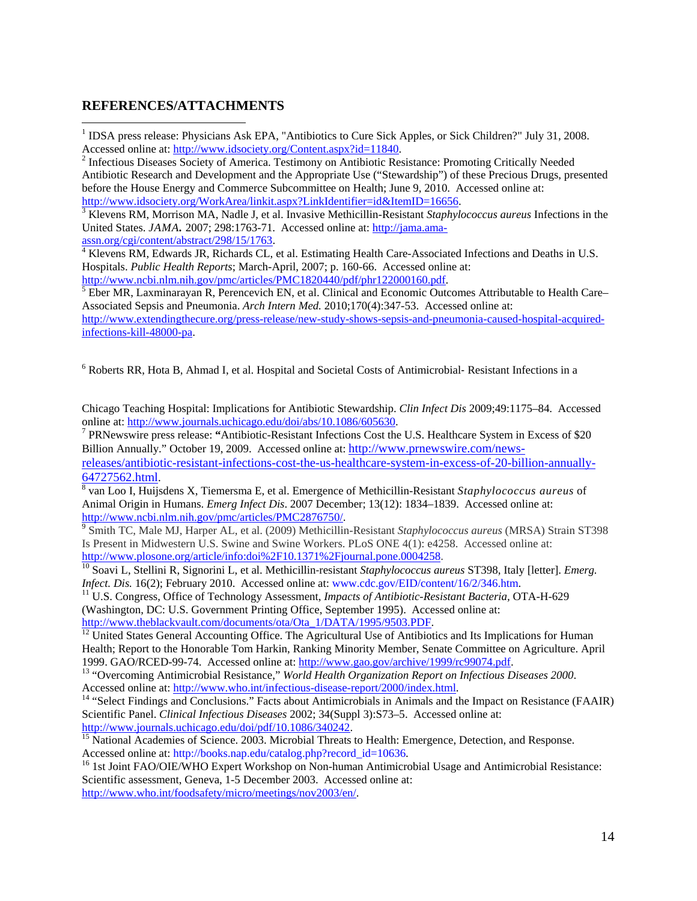**REFERENCES/ATTACHMENTS**

[1] IDSA press release: Physicians Ask EPA, "Antibiotics to Cure Sick Apples, or Sick Children?" July 31, 2008. Accessed online at: http://www.idsociety.org/Content.aspx?id=11840.

[2] Infectious Diseases Society of America. Testimony on Antibiotic Resistance: Promoting Critically Needed Antibiotic Research and Development and the Appropriate Use ("Stewardship") of these Precious Drugs, presented before the House Energy and Commerce Subcommittee on Health; June 9, 2010. Accessed online at: http://www.idsociety.org/WorkArea/linkit.aspx?LinkIdentifier=id&ItemID=16656.

[3] Klevens RM, Morrison MA, Nadle J, et al. Invasive Methicillin-Resistant *Staphylococcus aureus* Infections in the United States. *JAMA***.** 2007; 298:1763-71. Accessed online at: http://jama.ama-assn.org/cgi/content/abstract/298/15/1763.

[4] Klevens RM, Edwards JR, Richards CL, et al. Estimating Health Care-Associated Infections and Deaths in U.S. Hospitals. *Public Health Reports*; March-April, 2007; p. 160-66. Accessed online at: http://www.ncbi.nlm.nih.gov/pmc/articles/PMC1820440/pdf/phr122000160.pdf.

[5] Eber MR, Laxminarayan R, Perencevich EN, et al. Clinical and Economic Outcomes Attributable to Health Care–Associated Sepsis and Pneumonia. *Arch Intern Med.* 2010;170(4):347-53. Accessed online at: http://www.extendingthecure.org/press-release/new-study-shows-sepsis-and-pneumonia-caused-hospital-acquired-infections-kill-48000-pa.

[6] Roberts RR, Hota B, Ahmad I, et al. Hospital and Societal Costs of Antimicrobial- Resistant Infections in a Chicago Teaching Hospital: Implications for Antibiotic Stewardship. *Clin Infect Dis* 2009;49:1175–84. Accessed online at: http://www.journals.uchicago.edu/doi/abs/10.1086/605630.

[7] PRNewswire press release: **"**Antibiotic-Resistant Infections Cost the U.S. Healthcare System in Excess of $20 Billion Annually." October 19, 2009. Accessed online at: http://www.prnewswire.com/news-releases/antibiotic-resistant-infections-cost-the-us-healthcare-system-in-excess-of-20-billion-annually-64727562.html.

[8] van Loo I, Huijsdens X, Tiemersma E, et al. Emergence of Methicillin-Resistant *Staphylococcus aureus* of Animal Origin in Humans. *Emerg Infect Dis*. 2007 December; 13(12): 1834–1839. Accessed online at: http://www.ncbi.nlm.nih.gov/pmc/articles/PMC2876750/.

[9] Smith TC, Male MJ, Harper AL, et al. (2009) Methicillin-Resistant *Staphylococcus aureus* (MRSA) Strain ST398 Is Present in Midwestern U.S. Swine and Swine Workers. PLoS ONE 4(1): e4258. Accessed online at: http://www.plosone.org/article/info:doi%2F10.1371%2Fjournal.pone.0004258.

[10] Soavi L, Stellini R, Signorini L, et al. Methicillin-resistant *Staphylococcus aureus* ST398, Italy [letter]. *Emerg. Infect. Dis.* 16(2); February 2010. Accessed online at: www.cdc.gov/EID/content/16/2/346.htm.

[11] U.S. Congress, Office of Technology Assessment, *Impacts of Antibiotic-Resistant Bacteria,* OTA-H-629 (Washington, DC: U.S. Government Printing Office, September 1995). Accessed online at: http://www.theblackvault.com/documents/ota/Ota_1/DATA/1995/9503.PDF.

[12] United States General Accounting Office. The Agricultural Use of Antibiotics and Its Implications for Human Health; Report to the Honorable Tom Harkin, Ranking Minority Member, Senate Committee on Agriculture. April 1999. GAO/RCED-99-74. Accessed online at: http://www.gao.gov/archive/1999/rc99074.pdf.

[13] "Overcoming Antimicrobial Resistance," *World Health Organization Report on Infectious Diseases 2000*. Accessed online at: http://www.who.int/infectious-disease-report/2000/index.html.

[14] "Select Findings and Conclusions." Facts about Antimicrobials in Animals and the Impact on Resistance (FAAIR) Scientific Panel. *Clinical Infectious Diseases* 2002; 34(Suppl 3):S73–5. Accessed online at: http://www.journals.uchicago.edu/doi/pdf/10.1086/340242.

[15] National Academies of Science. 2003. Microbial Threats to Health: Emergence, Detection, and Response. Accessed online at: http://books.nap.edu/catalog.php?record_id=10636.

[16] 1st Joint FAO/OIE/WHO Expert Workshop on Non-human Antimicrobial Usage and Antimicrobial Resistance: Scientific assessment, Geneva, 1-5 December 2003. Accessed online at: http://www.who.int/foodsafety/micro/meetings/nov2003/en/.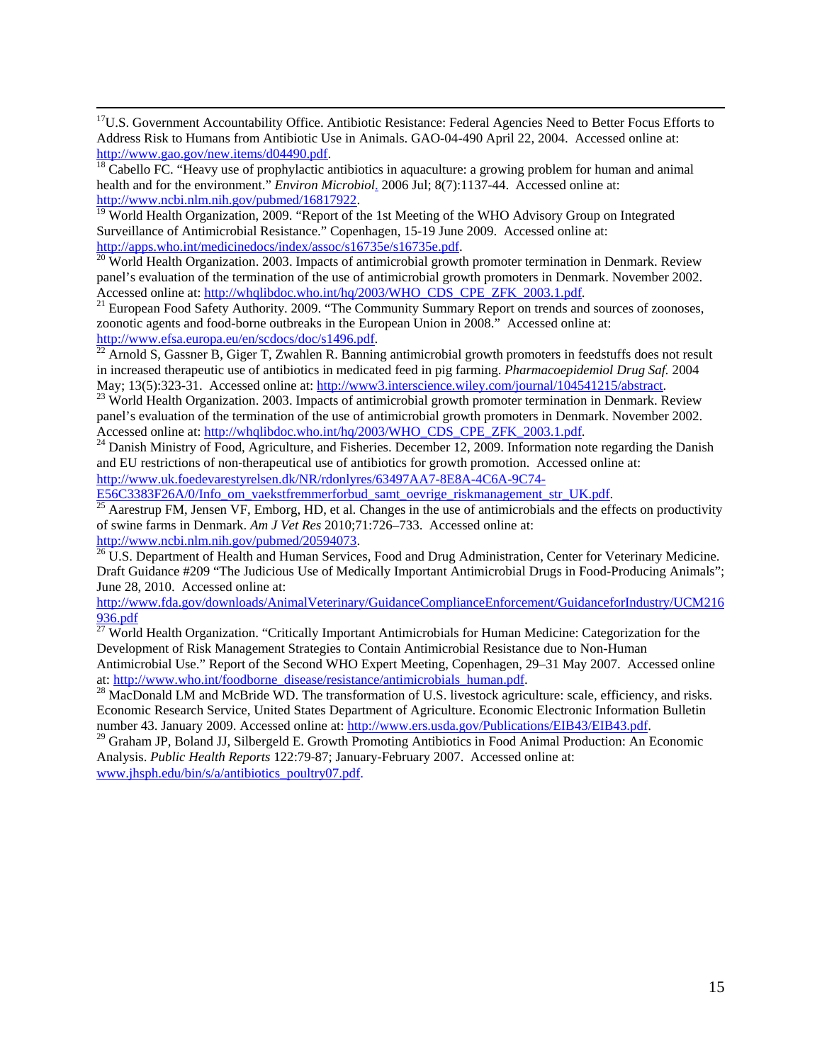[17]U.S. Government Accountability Office. Antibiotic Resistance: Federal Agencies Need to Better Focus Efforts to Address Risk to Humans from Antibiotic Use in Animals. GAO-04-490 April 22, 2004. Accessed online at: http://www.gao.gov/new.items/d04490.pdf.

[18] Cabello FC. "Heavy use of prophylactic antibiotics in aquaculture: a growing problem for human and animal health and for the environment." *Environ Microbiol.* 2006 Jul; 8(7):1137-44. Accessed online at: http://www.ncbi.nlm.nih.gov/pubmed/16817922.

[19] World Health Organization, 2009. "Report of the 1st Meeting of the WHO Advisory Group on Integrated Surveillance of Antimicrobial Resistance." Copenhagen, 15-19 June 2009. Accessed online at: http://apps.who.int/medicinedocs/index/assoc/s16735e/s16735e.pdf.

[20] World Health Organization. 2003. Impacts of antimicrobial growth promoter termination in Denmark. Review panel's evaluation of the termination of the use of antimicrobial growth promoters in Denmark. November 2002. Accessed online at: http://whqlibdoc.who.int/hq/2003/WHO_CDS_CPE_ZFK_2003.1.pdf.

[21] European Food Safety Authority. 2009. "The Community Summary Report on trends and sources of zoonoses, zoonotic agents and food-borne outbreaks in the European Union in 2008." Accessed online at: http://www.efsa.europa.eu/en/scdocs/doc/s1496.pdf.

[22] Arnold S, Gassner B, Giger T, Zwahlen R. Banning antimicrobial growth promoters in feedstuffs does not result in increased therapeutic use of antibiotics in medicated feed in pig farming. *Pharmacoepidemiol Drug Saf.* 2004 May; 13(5):323-31. Accessed online at: http://www3.interscience.wiley.com/journal/104541215/abstract.

[23] World Health Organization. 2003. Impacts of antimicrobial growth promoter termination in Denmark. Review panel's evaluation of the termination of the use of antimicrobial growth promoters in Denmark. November 2002. Accessed online at: http://whqlibdoc.who.int/hq/2003/WHO_CDS_CPE_ZFK_2003.1.pdf.

[24] Danish Ministry of Food, Agriculture, and Fisheries. December 12, 2009. Information note regarding the Danish and EU restrictions of non-therapeutical use of antibiotics for growth promotion. Accessed online at: http://www.uk.foedevarestyrelsen.dk/NR/rdonlyres/63497AA7-8E8A-4C6A-9C74-E56C3383F26A/0/Info_om_vaekstfremmerforbud_samt_oevrige_riskmanagement_str_UK.pdf.

[25] Aarestrup FM, Jensen VF, Emborg, HD, et al. Changes in the use of antimicrobials and the effects on productivity of swine farms in Denmark. *Am J Vet Res* 2010;71:726–733. Accessed online at: http://www.ncbi.nlm.nih.gov/pubmed/20594073.

[26] U.S. Department of Health and Human Services, Food and Drug Administration, Center for Veterinary Medicine. Draft Guidance #209 "The Judicious Use of Medically Important Antimicrobial Drugs in Food-Producing Animals"; June 28, 2010. Accessed online at: http://www.fda.gov/downloads/AnimalVeterinary/GuidanceComplianceEnforcement/GuidanceforIndustry/UCM216936.pdf

[27] World Health Organization. "Critically Important Antimicrobials for Human Medicine: Categorization for the Development of Risk Management Strategies to Contain Antimicrobial Resistance due to Non-Human Antimicrobial Use." Report of the Second WHO Expert Meeting, Copenhagen, 29–31 May 2007. Accessed online at: http://www.who.int/foodborne_disease/resistance/antimicrobials_human.pdf.

[28] MacDonald LM and McBride WD. The transformation of U.S. livestock agriculture: scale, efficiency, and risks. Economic Research Service, United States Department of Agriculture. Economic Electronic Information Bulletin number 43. January 2009. Accessed online at: http://www.ers.usda.gov/Publications/EIB43/EIB43.pdf.

[29] Graham JP, Boland JJ, Silbergeld E. Growth Promoting Antibiotics in Food Animal Production: An Economic Analysis. *Public Health Reports* 122:79-87; January-February 2007. Accessed online at: www.jhsph.edu/bin/s/a/antibiotics_poultry07.pdf.